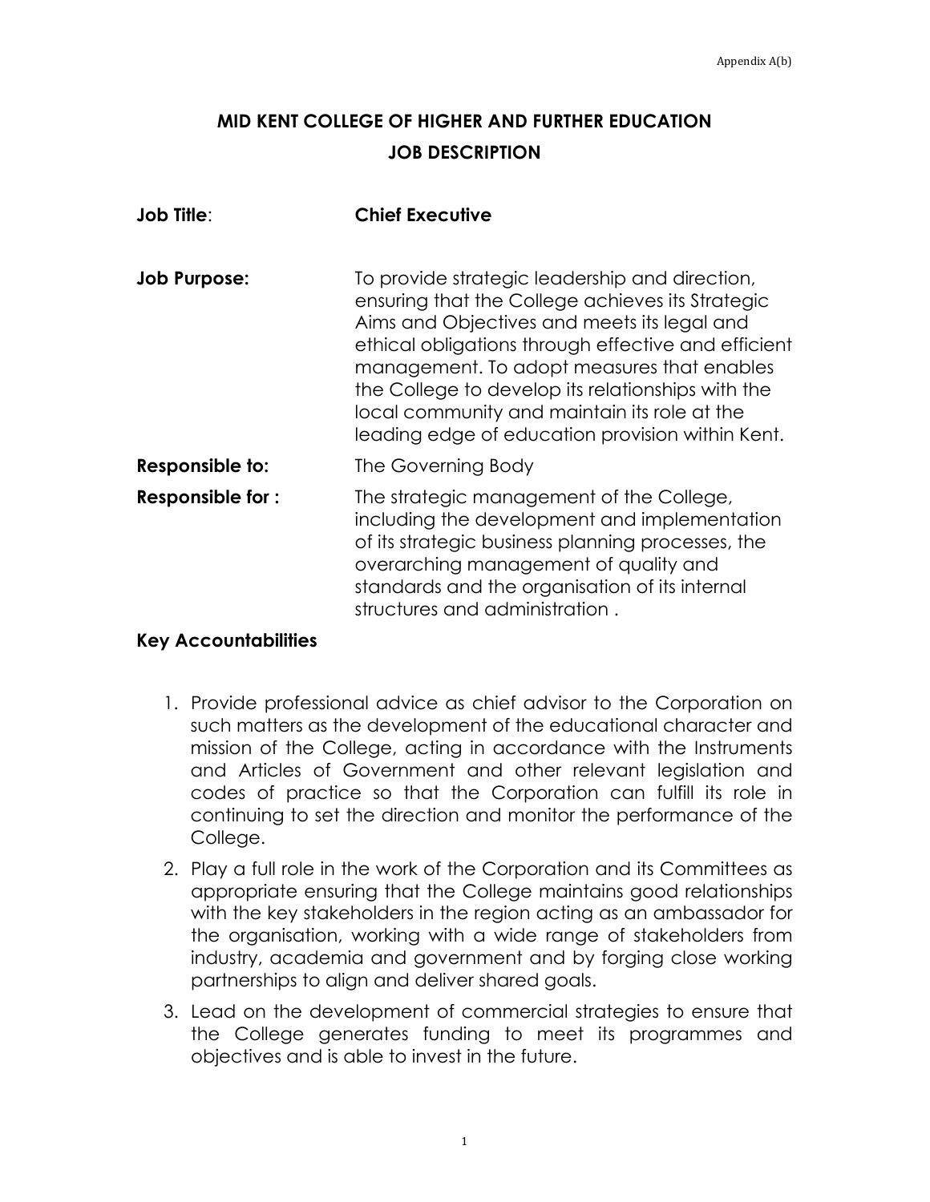Appendix A(b)

# MID KENT COLLEGE OF HIGHER AND FURTHER EDUCATION

## JOB DESCRIPTION

**Job Title**: **Chief Executive**

**Job Purpose:** To provide strategic leadership and direction, ensuring that the College achieves its Strategic Aims and Objectives and meets its legal and ethical obligations through effective and efficient management. To adopt measures that enables the College to develop its relationships with the local community and maintain its role at the leading edge of education provision within Kent.

**Responsible to:** The Governing Body

**Responsible for :** The strategic management of the College, including the development and implementation of its strategic business planning processes, the overarching management of quality and standards and the organisation of its internal structures and administration .

### Key Accountabilities

1. Provide professional advice as chief advisor to the Corporation on such matters as the development of the educational character and mission of the College, acting in accordance with the Instruments and Articles of Government and other relevant legislation and codes of practice so that the Corporation can fulfill its role in continuing to set the direction and monitor the performance of the College.
2. Play a full role in the work of the Corporation and its Committees as appropriate ensuring that the College maintains good relationships with the key stakeholders in the region acting as an ambassador for the organisation, working with a wide range of stakeholders from industry, academia and government and by forging close working partnerships to align and deliver shared goals.
3. Lead on the development of commercial strategies to ensure that the College generates funding to meet its programmes and objectives and is able to invest in the future.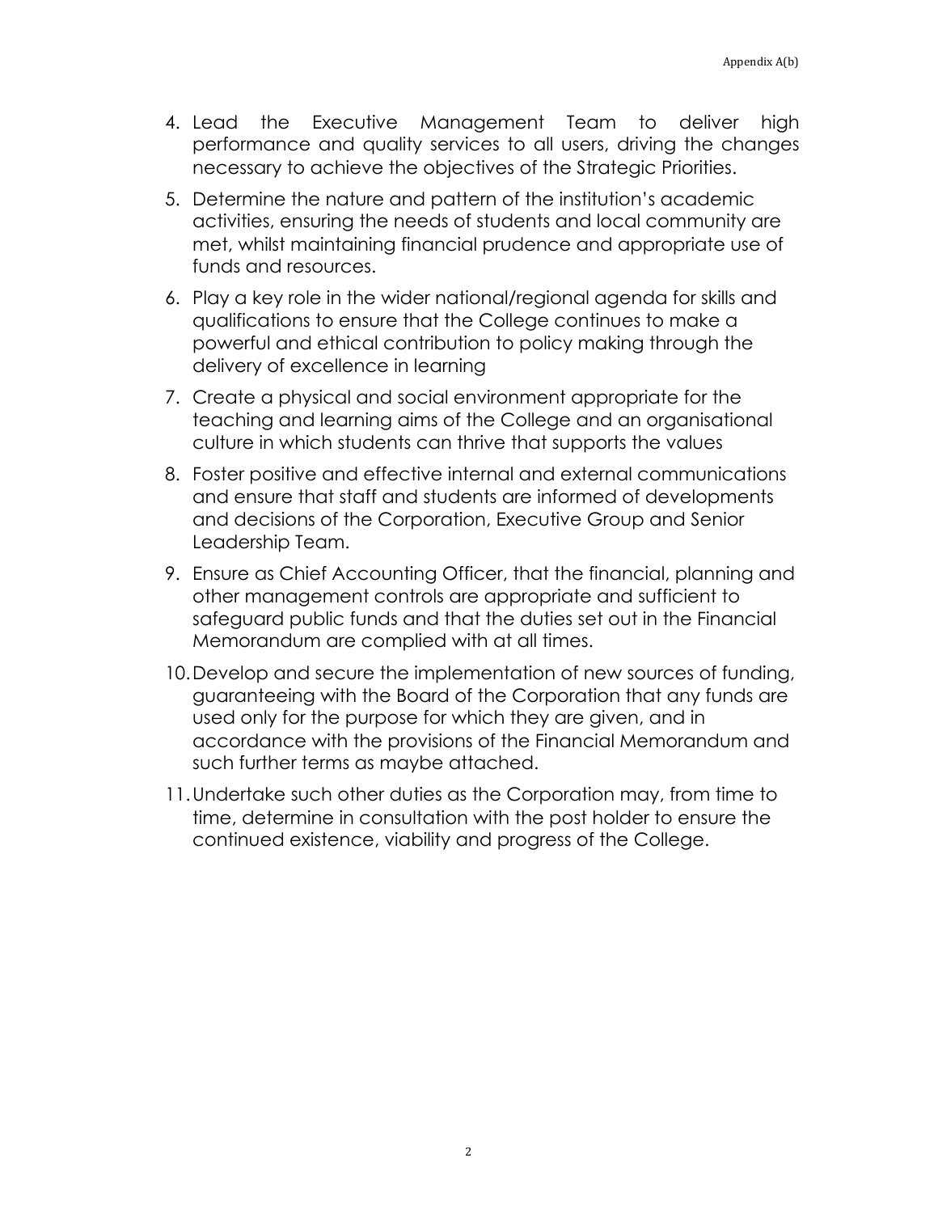4. Lead the Executive Management Team to deliver high performance and quality services to all users, driving the changes necessary to achieve the objectives of the Strategic Priorities.
5. Determine the nature and pattern of the institution's academic activities, ensuring the needs of students and local community are met, whilst maintaining financial prudence and appropriate use of funds and resources.
6. Play a key role in the wider national/regional agenda for skills and qualifications to ensure that the College continues to make a powerful and ethical contribution to policy making through the delivery of excellence in learning
7. Create a physical and social environment appropriate for the teaching and learning aims of the College and an organisational culture in which students can thrive that supports the values
8. Foster positive and effective internal and external communications and ensure that staff and students are informed of developments and decisions of the Corporation, Executive Group and Senior Leadership Team.
9. Ensure as Chief Accounting Officer, that the financial, planning and other management controls are appropriate and sufficient to safeguard public funds and that the duties set out in the Financial Memorandum are complied with at all times.
10. Develop and secure the implementation of new sources of funding, guaranteeing with the Board of the Corporation that any funds are used only for the purpose for which they are given, and in accordance with the provisions of the Financial Memorandum and such further terms as maybe attached.
11. Undertake such other duties as the Corporation may, from time to time, determine in consultation with the post holder to ensure the continued existence, viability and progress of the College.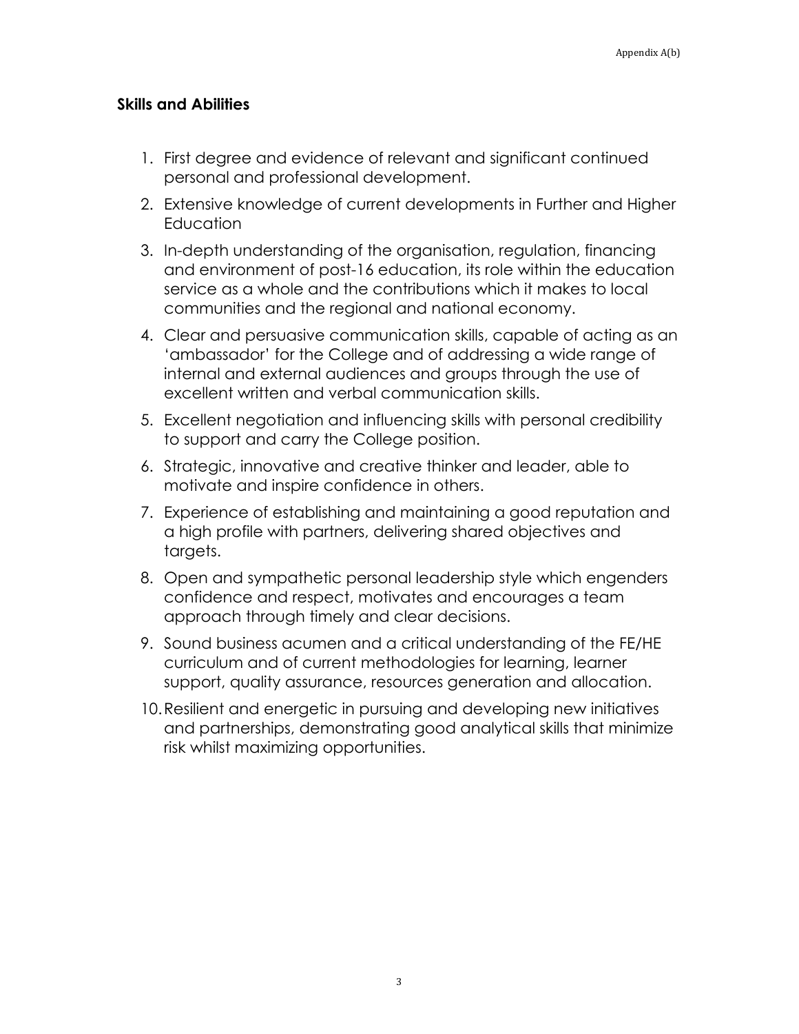### Skills and Abilities

1. First degree and evidence of relevant and significant continued personal and professional development.
2. Extensive knowledge of current developments in Further and Higher Education
3. In-depth understanding of the organisation, regulation, financing and environment of post-16 education, its role within the education service as a whole and the contributions which it makes to local communities and the regional and national economy.
4. Clear and persuasive communication skills, capable of acting as an 'ambassador' for the College and of addressing a wide range of internal and external audiences and groups through the use of excellent written and verbal communication skills.
5. Excellent negotiation and influencing skills with personal credibility to support and carry the College position.
6. Strategic, innovative and creative thinker and leader, able to motivate and inspire confidence in others.
7. Experience of establishing and maintaining a good reputation and a high profile with partners, delivering shared objectives and targets.
8. Open and sympathetic personal leadership style which engenders confidence and respect, motivates and encourages a team approach through timely and clear decisions.
9. Sound business acumen and a critical understanding of the FE/HE curriculum and of current methodologies for learning, learner support, quality assurance, resources generation and allocation.
10. Resilient and energetic in pursuing and developing new initiatives and partnerships, demonstrating good analytical skills that minimize risk whilst maximizing opportunities.